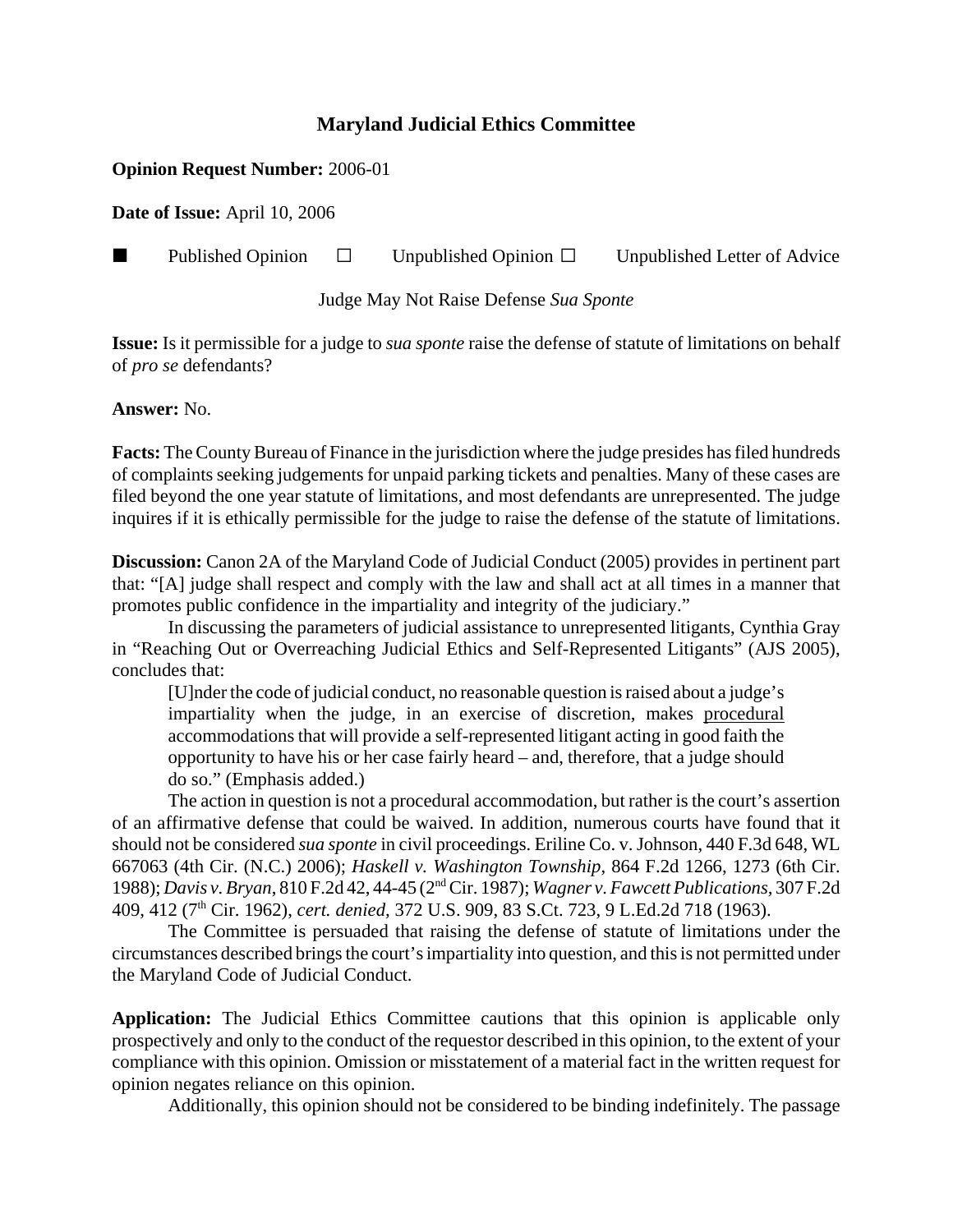# Maryland Judicial Ethics Committee

**Opinion Request Number:** 2006-01

**Date of Issue:** April 10, 2006

■ Published Opinion ☐ Unpublished Opinion ☐ Unpublished Letter of Advice

Judge May Not Raise Defense *Sua Sponte*

**Issue:** Is it permissible for a judge to *sua sponte* raise the defense of statute of limitations on behalf of *pro se* defendants?

**Answer:** No.

**Facts:** The County Bureau of Finance in the jurisdiction where the judge presides has filed hundreds of complaints seeking judgements for unpaid parking tickets and penalties. Many of these cases are filed beyond the one year statute of limitations, and most defendants are unrepresented. The judge inquires if it is ethically permissible for the judge to raise the defense of the statute of limitations.

**Discussion:** Canon 2A of the Maryland Code of Judicial Conduct (2005) provides in pertinent part that: "[A] judge shall respect and comply with the law and shall act at all times in a manner that promotes public confidence in the impartiality and integrity of the judiciary."

In discussing the parameters of judicial assistance to unrepresented litigants, Cynthia Gray in "Reaching Out or Overreaching Judicial Ethics and Self-Represented Litigants" (AJS 2005), concludes that:

> [U]nder the code of judicial conduct, no reasonable question is raised about a judge's impartiality when the judge, in an exercise of discretion, makes <u>procedural</u> accommodations that will provide a self-represented litigant acting in good faith the opportunity to have his or her case fairly heard – and, therefore, that a judge should do so." (Emphasis added.)

The action in question is not a procedural accommodation, but rather is the court's assertion of an affirmative defense that could be waived. In addition, numerous courts have found that it should not be considered *sua sponte* in civil proceedings. Eriline Co. v. Johnson, 440 F.3d 648, WL 667063 (4th Cir. (N.C.) 2006); *Haskell v. Washington Township*, 864 F.2d 1266, 1273 (6th Cir. 1988); *Davis v. Bryan*, 810 F.2d 42, 44-45 (2nd Cir. 1987); *Wagner v. Fawcett Publications*, 307 F.2d 409, 412 (7th Cir. 1962), *cert. denied,* 372 U.S. 909, 83 S.Ct. 723, 9 L.Ed.2d 718 (1963).

The Committee is persuaded that raising the defense of statute of limitations under the circumstances described brings the court's impartiality into question, and this is not permitted under the Maryland Code of Judicial Conduct.

**Application:** The Judicial Ethics Committee cautions that this opinion is applicable only prospectively and only to the conduct of the requestor described in this opinion, to the extent of your compliance with this opinion. Omission or misstatement of a material fact in the written request for opinion negates reliance on this opinion.

Additionally, this opinion should not be considered to be binding indefinitely. The passage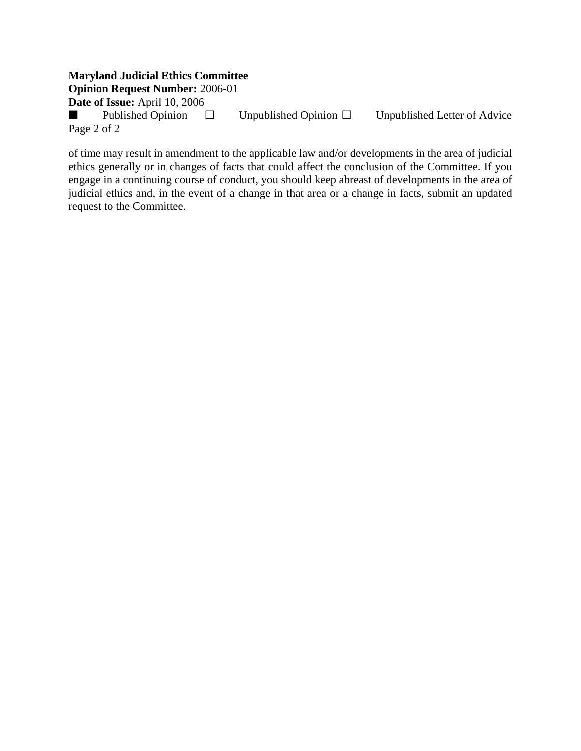of time may result in amendment to the applicable law and/or developments in the area of judicial ethics generally or in changes of facts that could affect the conclusion of the Committee. If you engage in a continuing course of conduct, you should keep abreast of developments in the area of judicial ethics and, in the event of a change in that area or a change in facts, submit an updated request to the Committee.